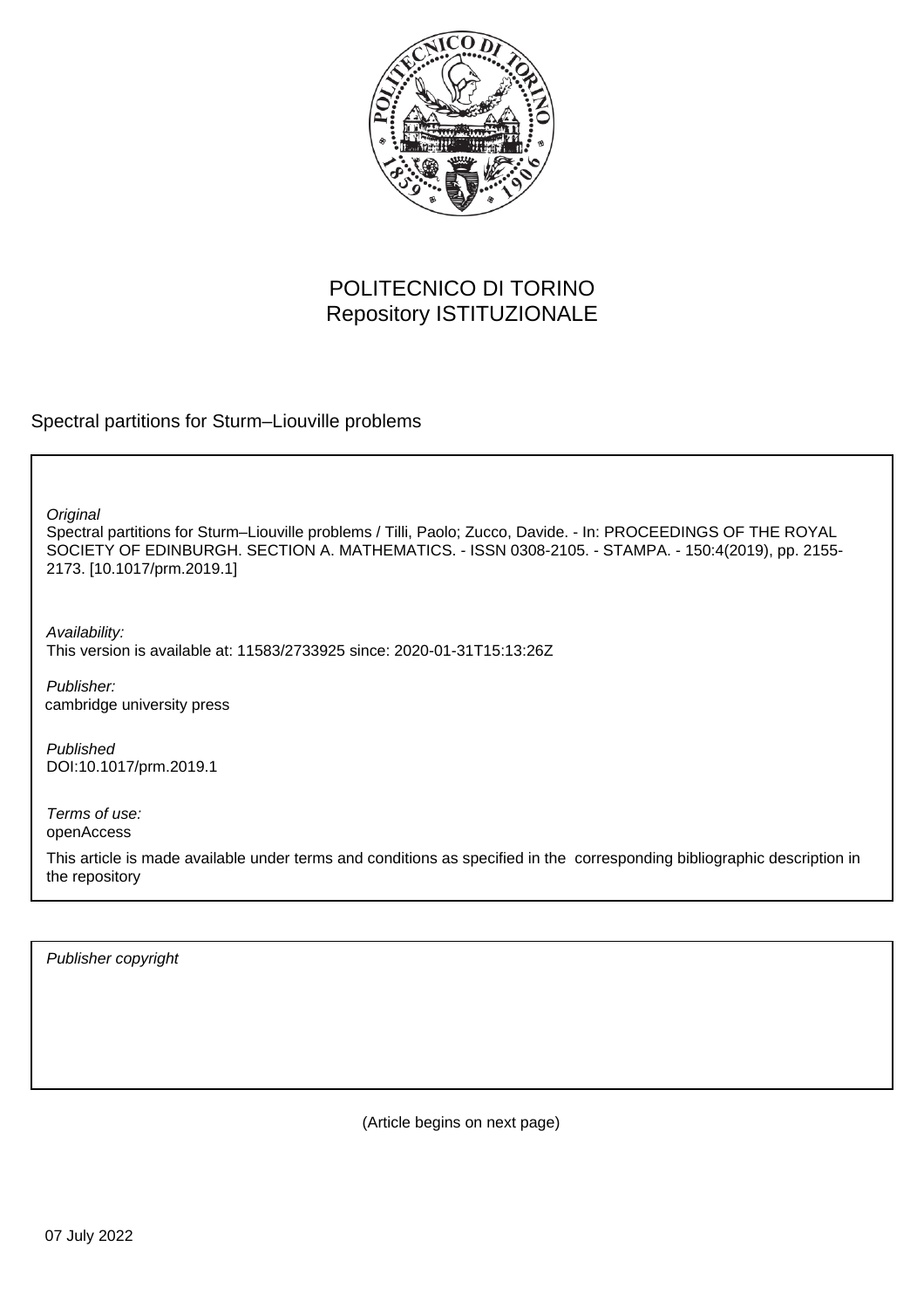POLITECNICO DI TORINO
Repository ISTITUZIONALE

Spectral partitions for Sturm–Liouville problems

*Original*
Spectral partitions for Sturm–Liouville problems / Tilli, Paolo; Zucco, Davide. - In: PROCEEDINGS OF THE ROYAL SOCIETY OF EDINBURGH. SECTION A. MATHEMATICS. - ISSN 0308-2105. - STAMPA. - 150:4(2019), pp. 2155-2173. [10.1017/prm.2019.1]

*Availability:*
This version is available at: 11583/2733925 since: 2020-01-31T15:13:26Z

*Publisher:*
cambridge university press

*Published*
DOI:10.1017/prm.2019.1

*Terms of use:*
openAccess

This article is made available under terms and conditions as specified in the corresponding bibliographic description in the repository

*Publisher copyright*

(Article begins on next page)

07 July 2022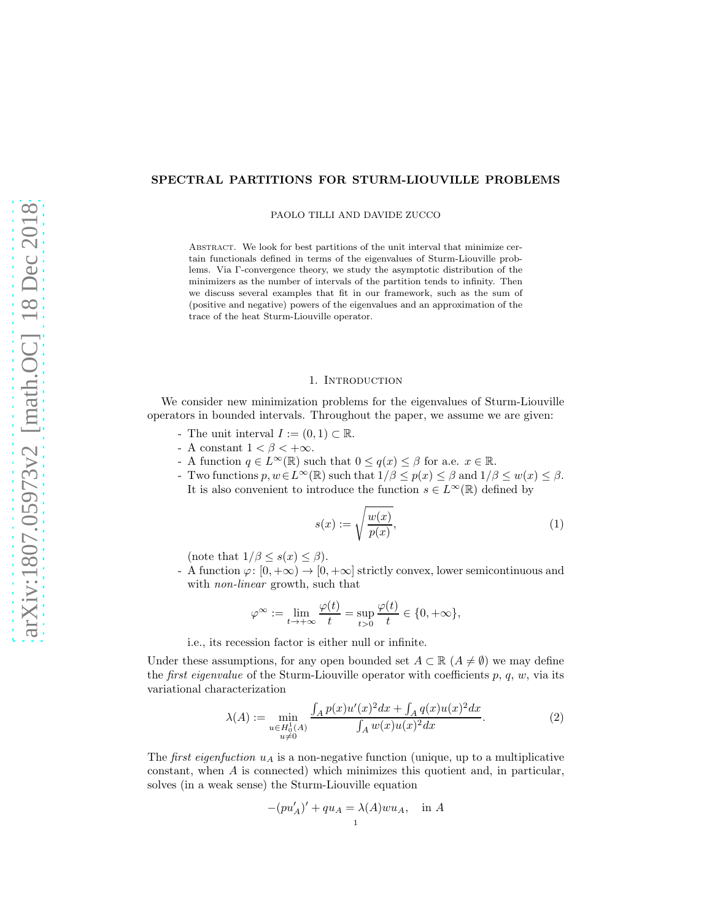# SPECTRAL PARTITIONS FOR STURM-LIOUVILLE PROBLEMS

PAOLO TILLI AND DAVIDE ZUCCO

Abstract. We look for best partitions of the unit interval that minimize certain functionals defined in terms of the eigenvalues of Sturm-Liouville problems. Via Γ-convergence theory, we study the asymptotic distribution of the minimizers as the number of intervals of the partition tends to infinity. Then we discuss several examples that fit in our framework, such as the sum of (positive and negative) powers of the eigenvalues and an approximation of the trace of the heat Sturm-Liouville operator.

## 1. Introduction

We consider new minimization problems for the eigenvalues of Sturm-Liouville operators in bounded intervals. Throughout the paper, we assume we are given:

- The unit interval $I := (0, 1) \subset \mathbb{R}$.
- A constant $1 < \beta < +\infty$.
- A function $q \in L^\infty(\mathbb{R})$ such that $0 \le q(x) \le \beta$ for a.e. $x \in \mathbb{R}$.
- Two functions $p, w \in L^\infty(\mathbb{R})$ such that $1/\beta \le p(x) \le \beta$ and $1/\beta \le w(x) \le \beta$. It is also convenient to introduce the function $s \in L^\infty(\mathbb{R})$ defined by

$$s(x) := \sqrt{\frac{w(x)}{p(x)}}, \tag{1}$$

  (note that $1/\beta \le s(x) \le \beta$).
- A function $\varphi \colon [0, +\infty) \to [0, +\infty]$ strictly convex, lower semicontinuous and with *non-linear* growth, such that

$$\varphi^\infty := \lim_{t \to +\infty} \frac{\varphi(t)}{t} = \sup_{t > 0} \frac{\varphi(t)}{t} \in \{0, +\infty\},$$

  i.e., its recession factor is either null or infinite.

Under these assumptions, for any open bounded set $A \subset \mathbb{R}$ ($A \neq \emptyset$) we may define the *first eigenvalue* of the Sturm-Liouville operator with coefficients $p$, $q$, $w$, via its variational characterization

$$\lambda(A) := \min_{\substack{u \in H_0^1(A) \\ u \neq 0}} \frac{\int_A p(x) u'(x)^2 dx + \int_A q(x) u(x)^2 dx}{\int_A w(x) u(x)^2 dx}. \tag{2}$$

The *first eigenfuction* $u_A$ is a non-negative function (unique, up to a multiplicative constant, when $A$ is connected) which minimizes this quotient and, in particular, solves (in a weak sense) the Sturm-Liouville equation

$$-(p u_A')' + q u_A = \lambda(A) w u_A, \quad \text{in } A$$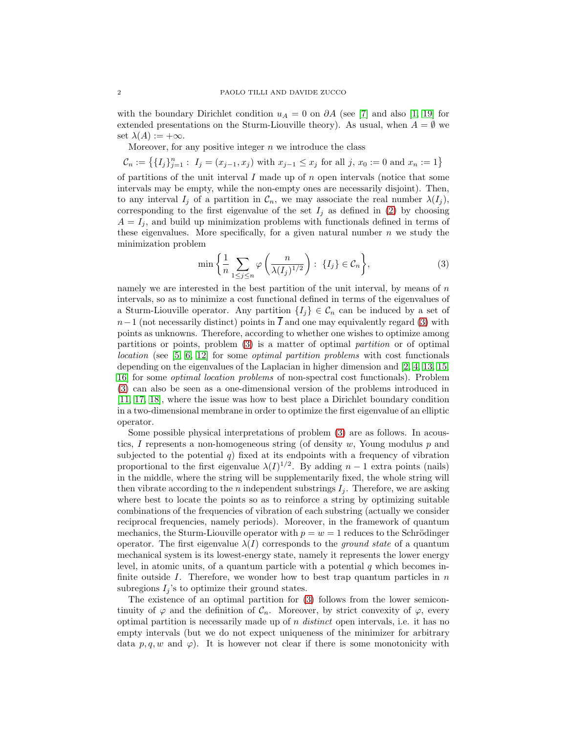with the boundary Dirichlet condition $u_A = 0$ on $\partial A$ (see [7] and also [1, 19] for extended presentations on the Sturm-Liouville theory). As usual, when $A = \emptyset$ we set $\lambda(A) := +\infty$.

Moreover, for any positive integer $n$ we introduce the class

$$\mathcal{C}_n := \big\{\{I_j\}_{j=1}^n : \ I_j = (x_{j-1}, x_j) \text{ with } x_{j-1} \leq x_j \text{ for all } j,\, x_0 := 0 \text{ and } x_n := 1\big\}$$

of partitions of the unit interval $I$ made up of $n$ open intervals (notice that some intervals may be empty, while the non-empty ones are necessarily disjoint). Then, to any interval $I_j$ of a partition in $\mathcal{C}_n$, we may associate the real number $\lambda(I_j)$, corresponding to the first eigenvalue of the set $I_j$ as defined in (2) by choosing $A = I_j$, and build up minimization problems with functionals defined in terms of these eigenvalues. More specifically, for a given natural number $n$ we study the minimization problem

$$\min\left\{\frac{1}{n}\sum_{1\leq j\leq n}\varphi\left(\frac{n}{\lambda(I_j)^{1/2}}\right) : \ \{I_j\} \in \mathcal{C}_n\right\}, \tag{3}$$

namely we are interested in the best partition of the unit interval, by means of $n$ intervals, so as to minimize a cost functional defined in terms of the eigenvalues of a Sturm-Liouville operator. Any partition $\{I_j\} \in \mathcal{C}_n$ can be induced by a set of $n-1$ (not necessarily distinct) points in $\overline{I}$ and one may equivalently regard (3) with points as unknowns. Therefore, according to whether one wishes to optimize among partitions or points, problem (3) is a matter of optimal *partition* or of optimal *location* (see [5, 6, 12] for some *optimal partition problems* with cost functionals depending on the eigenvalues of the Laplacian in higher dimension and [2, 4, 13, 15, 16] for some *optimal location problems* of non-spectral cost functionals). Problem (3) can also be seen as a one-dimensional version of the problems introduced in [11, 17, 18], where the issue was how to best place a Dirichlet boundary condition in a two-dimensional membrane in order to optimize the first eigenvalue of an elliptic operator.

Some possible physical interpretations of problem (3) are as follows. In acoustics, $I$ represents a non-homogeneous string (of density $w$, Young modulus $p$ and subjected to the potential $q$) fixed at its endpoints with a frequency of vibration proportional to the first eigenvalue $\lambda(I)^{1/2}$. By adding $n-1$ extra points (nails) in the middle, where the string will be supplementarily fixed, the whole string will then vibrate according to the $n$ independent substrings $I_j$. Therefore, we are asking where best to locate the points so as to reinforce a string by optimizing suitable combinations of the frequencies of vibration of each substring (actually we consider reciprocal frequencies, namely periods). Moreover, in the framework of quantum mechanics, the Sturm-Liouville operator with $p = w = 1$ reduces to the Schrödinger operator. The first eigenvalue $\lambda(I)$ corresponds to the *ground state* of a quantum mechanical system is its lowest-energy state, namely it represents the lower energy level, in atomic units, of a quantum particle with a potential $q$ which becomes infinite outside $I$. Therefore, we wonder how to best trap quantum particles in $n$ subregions $I_j$'s to optimize their ground states.

The existence of an optimal partition for (3) follows from the lower semicontinuity of $\varphi$ and the definition of $\mathcal{C}_n$. Moreover, by strict convexity of $\varphi$, every optimal partition is necessarily made up of $n$ *distinct* open intervals, i.e. it has no empty intervals (but we do not expect uniqueness of the minimizer for arbitrary data $p, q, w$ and $\varphi$). It is however not clear if there is some monotonicity with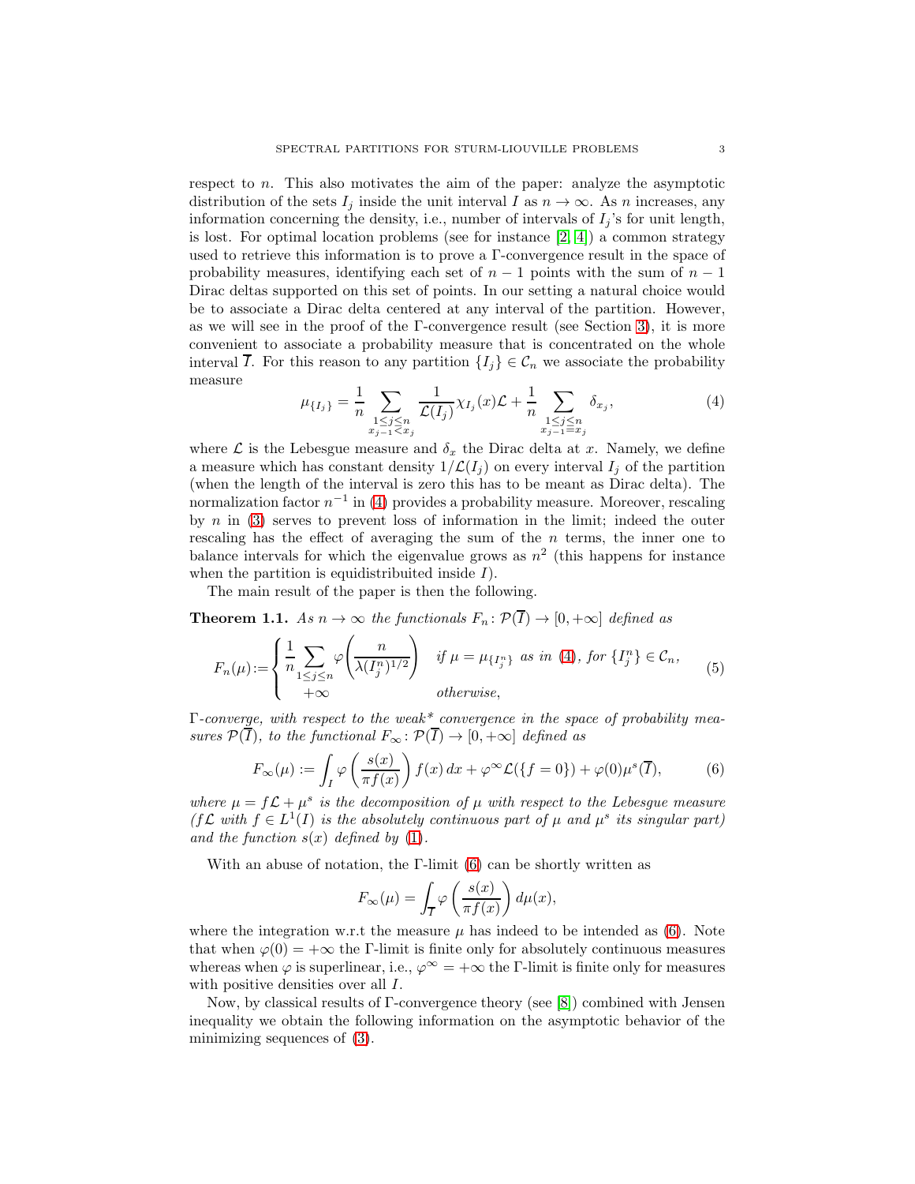respect to $n$. This also motivates the aim of the paper: analyze the asymptotic distribution of the sets $I_j$ inside the unit interval $I$ as $n \to \infty$. As $n$ increases, any information concerning the density, i.e., number of intervals of $I_j$'s for unit length, is lost. For optimal location problems (see for instance [2, 4]) a common strategy used to retrieve this information is to prove a Γ-convergence result in the space of probability measures, identifying each set of $n-1$ points with the sum of $n-1$ Dirac deltas supported on this set of points. In our setting a natural choice would be to associate a Dirac delta centered at any interval of the partition. However, as we will see in the proof of the Γ-convergence result (see Section 3), it is more convenient to associate a probability measure that is concentrated on the whole interval $\overline{I}$. For this reason to any partition $\{I_j\} \in \mathcal{C}_n$ we associate the probability measure

$$\mu_{\{I_j\}} = \frac{1}{n} \sum_{\substack{1 \le j \le n \\ x_{j-1} < x_j}} \frac{1}{\mathcal{L}(I_j)} \chi_{I_j}(x) \mathcal{L} + \frac{1}{n} \sum_{\substack{1 \le j \le n \\ x_{j-1} = x_j}} \delta_{x_j}, \tag{4}$$

where $\mathcal{L}$ is the Lebesgue measure and $\delta_x$ the Dirac delta at $x$. Namely, we define a measure which has constant density $1/\mathcal{L}(I_j)$ on every interval $I_j$ of the partition (when the length of the interval is zero this has to be meant as Dirac delta). The normalization factor $n^{-1}$ in (4) provides a probability measure. Moreover, rescaling by $n$ in (3) serves to prevent loss of information in the limit; indeed the outer rescaling has the effect of averaging the sum of the $n$ terms, the inner one to balance intervals for which the eigenvalue grows as $n^2$ (this happens for instance when the partition is equidistribuited inside $I$).

The main result of the paper is then the following.

**Theorem 1.1.** *As $n \to \infty$ the functionals $F_n \colon \mathcal{P}(\overline{I}) \to [0, +\infty]$ defined as*

$$F_n(\mu) := \begin{cases} \displaystyle \frac{1}{n} \sum_{1 \le j \le n} \varphi\left( \frac{n}{\lambda(I_j^n)^{1/2}} \right) & \text{if } \mu = \mu_{\{I_j^n\}} \text{ as in (4), for } \{I_j^n\} \in \mathcal{C}_n, \\ +\infty & \text{otherwise,} \end{cases} \tag{5}$$

*Γ-converge, with respect to the weak\* convergence in the space of probability measures $\mathcal{P}(\overline{I})$, to the functional $F_\infty \colon \mathcal{P}(\overline{I}) \to [0, +\infty]$ defined as*

$$F_\infty(\mu) := \int_I \varphi\left( \frac{s(x)}{\pi f(x)} \right) f(x)\, dx + \varphi^\infty \mathcal{L}(\{f = 0\}) + \varphi(0) \mu^s(\overline{I}), \tag{6}$$

*where $\mu = f\mathcal{L} + \mu^s$ is the decomposition of $\mu$ with respect to the Lebesgue measure ($f\mathcal{L}$ with $f \in L^1(I)$ is the absolutely continuous part of $\mu$ and $\mu^s$ its singular part) and the function $s(x)$ defined by (1).*

With an abuse of notation, the Γ-limit (6) can be shortly written as

$$F_\infty(\mu) = \int_{\overline{I}} \varphi\left( \frac{s(x)}{\pi f(x)} \right) d\mu(x),$$

where the integration w.r.t the measure $\mu$ has indeed to be intended as (6). Note that when $\varphi(0) = +\infty$ the Γ-limit is finite only for absolutely continuous measures whereas when $\varphi$ is superlinear, i.e., $\varphi^\infty = +\infty$ the Γ-limit is finite only for measures with positive densities over all $I$.

Now, by classical results of Γ-convergence theory (see [8]) combined with Jensen inequality we obtain the following information on the asymptotic behavior of the minimizing sequences of (3).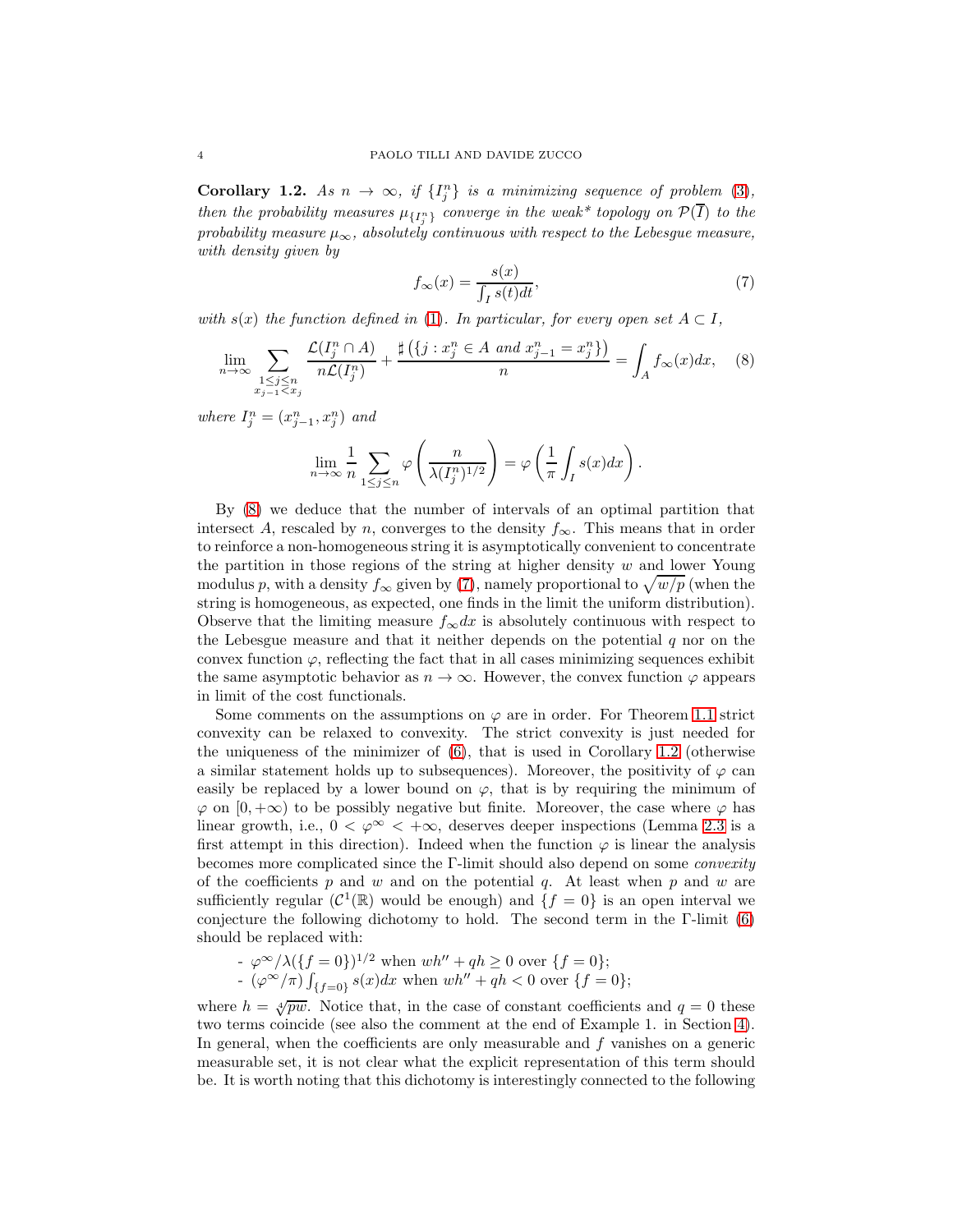**Corollary 1.2.** *As $n \to \infty$, if $\{I_j^n\}$ is a minimizing sequence of problem (3), then the probability measures $\mu_{\{I_j^n\}}$ converge in the weak\* topology on $\mathcal{P}(\overline{I})$ to the probability measure $\mu_\infty$, absolutely continuous with respect to the Lebesgue measure, with density given by*

$$f_\infty(x) = \frac{s(x)}{\int_I s(t)dt}, \tag{7}$$

*with $s(x)$ the function defined in (1). In particular, for every open set $A \subset I$,*

$$\lim_{n\to\infty} \sum_{\substack{1\le j\le n\\ x_{j-1}<x_j}} \frac{\mathcal{L}(I_j^n \cap A)}{n\mathcal{L}(I_j^n)} + \frac{\sharp\left(\{j : x_j^n \in A \text{ and } x_{j-1}^n = x_j^n\}\right)}{n} = \int_A f_\infty(x)dx, \tag{8}$$

*where $I_j^n = (x_{j-1}^n, x_j^n)$ and*

$$\lim_{n\to\infty} \frac{1}{n} \sum_{1\le j\le n} \varphi\left(\frac{n}{\lambda(I_j^n)^{1/2}}\right) = \varphi\left(\frac{1}{\pi}\int_I s(x)dx\right).$$

By (8) we deduce that the number of intervals of an optimal partition that intersect $A$, rescaled by $n$, converges to the density $f_\infty$. This means that in order to reinforce a non-homogeneous string it is asymptotically convenient to concentrate the partition in those regions of the string at higher density $w$ and lower Young modulus $p$, with a density $f_\infty$ given by (7), namely proportional to $\sqrt{w/p}$ (when the string is homogeneous, as expected, one finds in the limit the uniform distribution). Observe that the limiting measure $f_\infty dx$ is absolutely continuous with respect to the Lebesgue measure and that it neither depends on the potential $q$ nor on the convex function $\varphi$, reflecting the fact that in all cases minimizing sequences exhibit the same asymptotic behavior as $n \to \infty$. However, the convex function $\varphi$ appears in limit of the cost functionals.

Some comments on the assumptions on $\varphi$ are in order. For Theorem 1.1 strict convexity can be relaxed to convexity. The strict convexity is just needed for the uniqueness of the minimizer of (6), that is used in Corollary 1.2 (otherwise a similar statement holds up to subsequences). Moreover, the positivity of $\varphi$ can easily be replaced by a lower bound on $\varphi$, that is by requiring the minimum of $\varphi$ on $[0, +\infty)$ to be possibly negative but finite. Moreover, the case where $\varphi$ has linear growth, i.e., $0 < \varphi^\infty < +\infty$, deserves deeper inspections (Lemma 2.3 is a first attempt in this direction). Indeed when the function $\varphi$ is linear the analysis becomes more complicated since the $\Gamma$-limit should also depend on some *convexity* of the coefficients $p$ and $w$ and on the potential $q$. At least when $p$ and $w$ are sufficiently regular ($\mathcal{C}^1(\mathbb{R})$ would be enough) and $\{f = 0\}$ is an open interval we conjecture the following dichotomy to hold. The second term in the $\Gamma$-limit (6) should be replaced with:

- $\varphi^\infty/\lambda(\{f = 0\})^{1/2}$ when $wh'' + qh \ge 0$ over $\{f = 0\}$;
- $(\varphi^\infty/\pi)\int_{\{f=0\}} s(x)dx$ when $wh'' + qh < 0$ over $\{f = 0\}$;

where $h = \sqrt[4]{pw}$. Notice that, in the case of constant coefficients and $q = 0$ these two terms coincide (see also the comment at the end of Example 1. in Section 4). In general, when the coefficients are only measurable and $f$ vanishes on a generic measurable set, it is not clear what the explicit representation of this term should be. It is worth noting that this dichotomy is interestingly connected to the following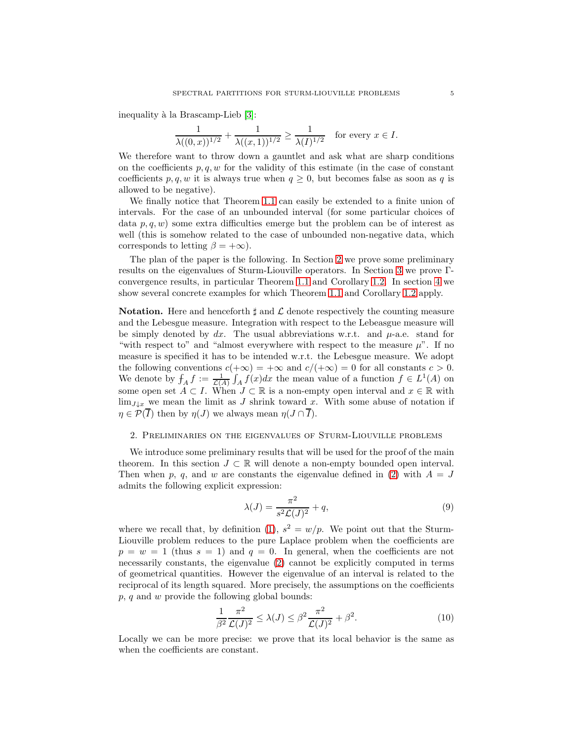inequality à la Brascamp-Lieb [3]:

$$\frac{1}{\lambda((0,x))^{1/2}} + \frac{1}{\lambda((x,1))^{1/2}} \geq \frac{1}{\lambda(I)^{1/2}} \quad \text{for every } x \in I.$$

We therefore want to throw down a gauntlet and ask what are sharp conditions on the coefficients $p, q, w$ for the validity of this estimate (in the case of constant coefficients $p, q, w$ it is always true when $q \geq 0$, but becomes false as soon as $q$ is allowed to be negative).

We finally notice that Theorem 1.1 can easily be extended to a finite union of intervals. For the case of an unbounded interval (for some particular choices of data $p, q, w$) some extra difficulties emerge but the problem can be of interest as well (this is somehow related to the case of unbounded non-negative data, which corresponds to letting $\beta = +\infty$).

The plan of the paper is the following. In Section 2 we prove some preliminary results on the eigenvalues of Sturm-Liouville operators. In Section 3 we prove Γ-convergence results, in particular Theorem 1.1 and Corollary 1.2. In section 4 we show several concrete examples for which Theorem 1.1 and Corollary 1.2 apply.

**Notation.** Here and henceforth $\sharp$ and $\mathcal{L}$ denote respectively the counting measure and the Lebesgue measure. Integration with respect to the Lebeasgue measure will be simply denoted by $dx$. The usual abbreviations w.r.t. and $\mu$-a.e. stand for "with respect to" and "almost everywhere with respect to the measure $\mu$". If no measure is specified it has to be intended w.r.t. the Lebesgue measure. We adopt the following conventions $c(+\infty) = +\infty$ and $c/(+\infty) = 0$ for all constants $c > 0$. We denote by $⨍_A f := \frac{1}{\mathcal{L}(A)} \int_A f(x)dx$ the mean value of a function $f \in L^1(A)$ on some open set $A \subset I$. When $J \subset \mathbb{R}$ is a non-empty open interval and $x \in \mathbb{R}$ with $\lim_{J \downarrow x}$ we mean the limit as $J$ shrink toward $x$. With some abuse of notation if $\eta \in \mathcal{P}(\overline{I})$ then by $\eta(J)$ we always mean $\eta(J \cap \overline{I})$.

## 2. Preliminaries on the eigenvalues of Sturm-Liouville problems

We introduce some preliminary results that will be used for the proof of the main theorem. In this section $J \subset \mathbb{R}$ will denote a non-empty bounded open interval. Then when $p$, $q$, and $w$ are constants the eigenvalue defined in (2) with $A = J$ admits the following explicit expression:

$$\lambda(J) = \frac{\pi^2}{s^2 \mathcal{L}(J)^2} + q, \tag{9}$$

where we recall that, by definition (1), $s^2 = w/p$. We point out that the Sturm-Liouville problem reduces to the pure Laplace problem when the coefficients are $p = w = 1$ (thus $s = 1$) and $q = 0$. In general, when the coefficients are not necessarily constants, the eigenvalue (2) cannot be explicitly computed in terms of geometrical quantities. However the eigenvalue of an interval is related to the reciprocal of its length squared. More precisely, the assumptions on the coefficients $p$, $q$ and $w$ provide the following global bounds:

$$\frac{1}{\beta^2} \frac{\pi^2}{\mathcal{L}(J)^2} \leq \lambda(J) \leq \beta^2 \frac{\pi^2}{\mathcal{L}(J)^2} + \beta^2. \tag{10}$$

Locally we can be more precise: we prove that its local behavior is the same as when the coefficients are constant.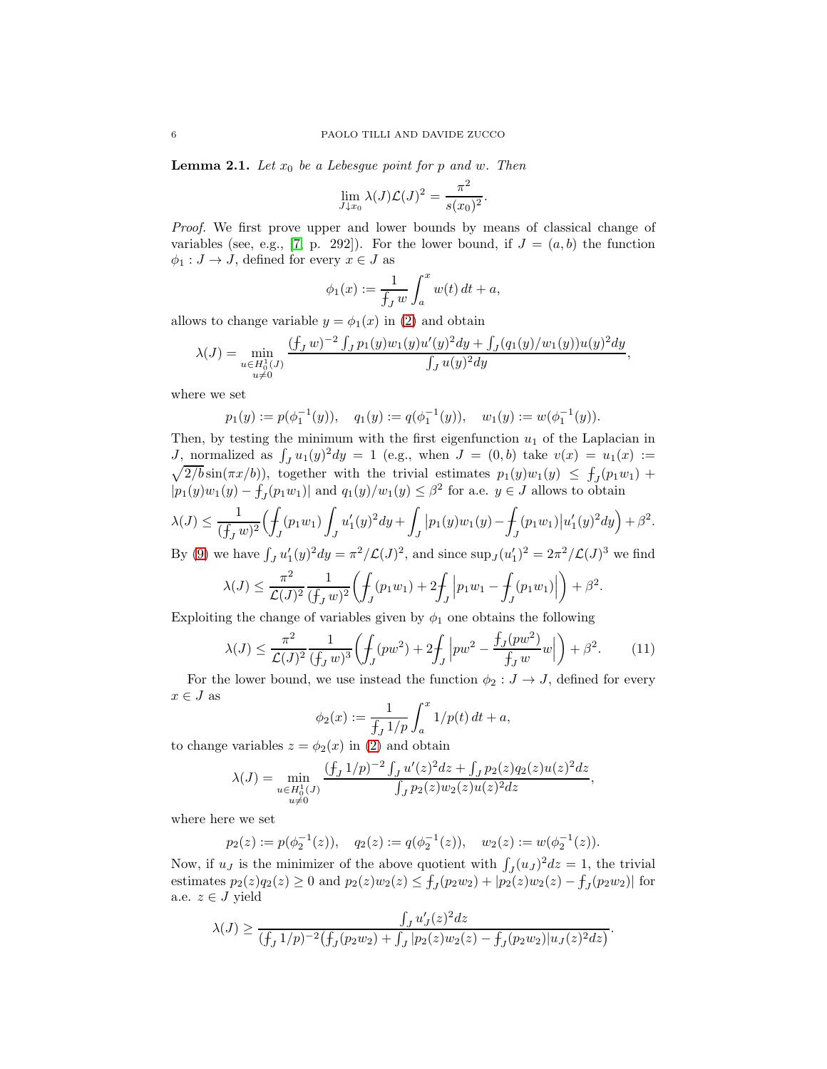**Lemma 2.1.** *Let $x_0$ be a Lebesgue point for $p$ and $w$. Then*

$$\lim_{J \downarrow x_0} \lambda(J)\mathcal{L}(J)^2 = \frac{\pi^2}{s(x_0)^2}.$$

*Proof.* We first prove upper and lower bounds by means of classical change of variables (see, e.g., [7, p. 292]). For the lower bound, if $J = (a, b)$ the function $\phi_1 : J \to J$, defined for every $x \in J$ as

$$\phi_1(x) := \frac{1}{\fint_J w} \int_a^x w(t)\, dt + a,$$

allows to change variable $y = \phi_1(x)$ in (2) and obtain

$$\lambda(J) = \min_{\substack{u \in H_0^1(J) \\ u \neq 0}} \frac{(\fint_J w)^{-2} \int_J p_1(y) w_1(y) u'(y)^2 dy + \int_J (q_1(y)/w_1(y)) u(y)^2 dy}{\int_J u(y)^2 dy},$$

where we set

$$p_1(y) := p(\phi_1^{-1}(y)), \quad q_1(y) := q(\phi_1^{-1}(y)), \quad w_1(y) := w(\phi_1^{-1}(y)).$$

Then, by testing the minimum with the first eigenfunction $u_1$ of the Laplacian in $J$, normalized as $\int_J u_1(y)^2 dy = 1$ (e.g., when $J = (0, b)$ take $v(x) = u_1(x) := \sqrt{2/b}\sin(\pi x/b)$), together with the trivial estimates $p_1(y)w_1(y) \leq \fint_J (p_1 w_1) + |p_1(y)w_1(y) - \fint_J (p_1 w_1)|$ and $q_1(y)/w_1(y) \leq \beta^2$ for a.e. $y \in J$ allows to obtain

$$\lambda(J) \leq \frac{1}{(\fint_J w)^2} \Big( \fint_J (p_1 w_1) \int_J u_1'(y)^2 dy + \int_J \big| p_1(y) w_1(y) - \fint_J (p_1 w_1) \big| u_1'(y)^2 dy \Big) + \beta^2.$$

By (9) we have $\int_J u_1'(y)^2 dy = \pi^2/\mathcal{L}(J)^2$, and since $\sup_J (u_1')^2 = 2\pi^2/\mathcal{L}(J)^3$ we find

$$\lambda(J) \leq \frac{\pi^2}{\mathcal{L}(J)^2} \frac{1}{(\fint_J w)^2} \bigg( \fint_J (p_1 w_1) + 2 \fint_J \Big| p_1 w_1 - \fint_J (p_1 w_1) \Big| \bigg) + \beta^2.$$

Exploiting the change of variables given by $\phi_1$ one obtains the following

$$\lambda(J) \leq \frac{\pi^2}{\mathcal{L}(J)^2} \frac{1}{(\fint_J w)^3} \bigg( \fint_J (p w^2) + 2 \fint_J \Big| p w^2 - \frac{\fint_J (p w^2)}{\fint_J w} w \Big| \bigg) + \beta^2. \tag{11}$$

For the lower bound, we use instead the function $\phi_2 : J \to J$, defined for every $x \in J$ as

$$\phi_2(x) := \frac{1}{\fint_J 1/p} \int_a^x 1/p(t)\, dt + a,$$

to change variables $z = \phi_2(x)$ in (2) and obtain

$$\lambda(J) = \min_{\substack{u \in H_0^1(J) \\ u \neq 0}} \frac{(\fint_J 1/p)^{-2} \int_J u'(z)^2 dz + \int_J p_2(z) q_2(z) u(z)^2 dz}{\int_J p_2(z) w_2(z) u(z)^2 dz},$$

where here we set

$$p_2(z) := p(\phi_2^{-1}(z)), \quad q_2(z) := q(\phi_2^{-1}(z)), \quad w_2(z) := w(\phi_2^{-1}(z)).$$

Now, if $u_J$ is the minimizer of the above quotient with $\int_J (u_J)^2 dz = 1$, the trivial estimates $p_2(z) q_2(z) \geq 0$ and $p_2(z) w_2(z) \leq \fint_J (p_2 w_2) + |p_2(z) w_2(z) - \fint_J (p_2 w_2)|$ for a.e. $z \in J$ yield

$$\lambda(J) \geq \frac{\int_J u_J'(z)^2 dz}{(\fint_J 1/p)^{-2} \big( \fint_J (p_2 w_2) + \int_J |p_2(z) w_2(z) - \fint_J (p_2 w_2)| u_J(z)^2 dz \big)}.$$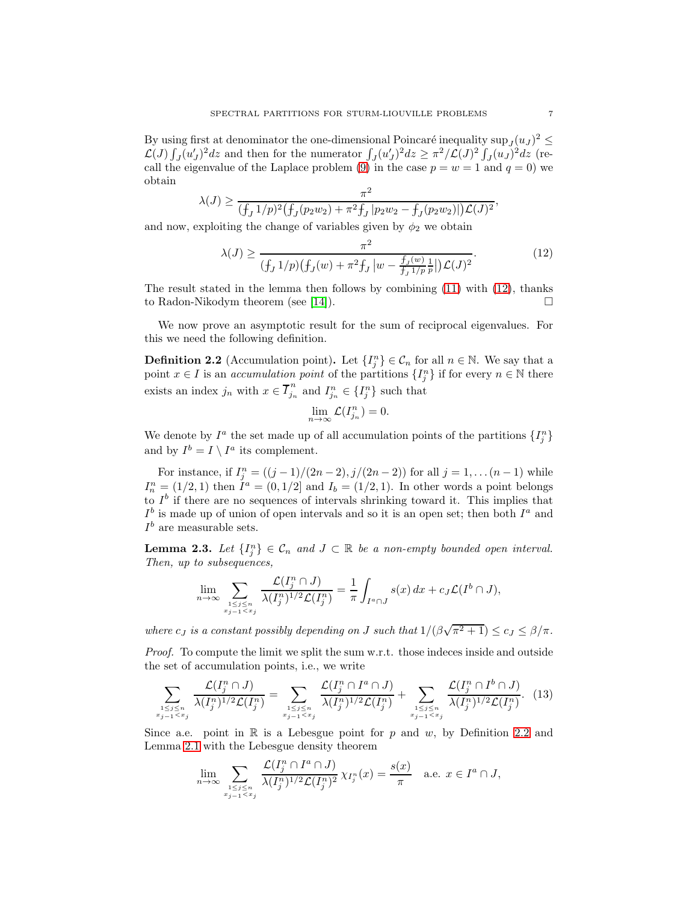By using first at denominator the one-dimensional Poincaré inequality $\sup_J(u_J)^2 \leq \mathcal{L}(J)\int_J(u_J')^2dz$ and then for the numerator $\int_J(u_J')^2dz \geq \pi^2/\mathcal{L}(J)^2\int_J(u_J)^2dz$ (recall the eigenvalue of the Laplace problem (9) in the case $p = w = 1$ and $q = 0$) we obtain

$$\lambda(J) \geq \frac{\pi^2}{(\fint_J 1/p)^2\big(\fint_J(p_2w_2) + \pi^2\fint_J |p_2w_2 - \fint_J(p_2w_2)|\big)\mathcal{L}(J)^2},$$

and now, exploiting the change of variables given by $\phi_2$ we obtain

$$\lambda(J) \geq \frac{\pi^2}{(\fint_J 1/p)\big(\fint_J(w) + \pi^2\fint_J |w - \frac{\fint_J(w)}{\fint_J 1/p}\frac{1}{p}|\big)\mathcal{L}(J)^2}. \tag{12}$$

The result stated in the lemma then follows by combining (11) with (12), thanks to Radon-Nikodym theorem (see [14]). $\square$

We now prove an asymptotic result for the sum of reciprocal eigenvalues. For this we need the following definition.

**Definition 2.2** (Accumulation point)**.** Let $\{I_j^n\} \in \mathcal{C}_n$ for all $n \in \mathbb{N}$. We say that a point $x \in I$ is an *accumulation point* of the partitions $\{I_j^n\}$ if for every $n \in \mathbb{N}$ there exists an index $j_n$ with $x \in \overline{I}_{j_n}^n$ and $I_{j_n}^n \in \{I_j^n\}$ such that

$$\lim_{n\to\infty} \mathcal{L}(I_{j_n}^n) = 0.$$

We denote by $I^a$ the set made up of all accumulation points of the partitions $\{I_j^n\}$ and by $I^b = I \setminus I^a$ its complement.

For instance, if $I_j^n = ((j-1)/(2n-2), j/(2n-2))$ for all $j = 1, \dots (n-1)$ while $I_n^n = (1/2, 1)$ then $I^a = (0, 1/2]$ and $I_b = (1/2, 1)$. In other words a point belongs to $I^b$ if there are no sequences of intervals shrinking toward it. This implies that $I^b$ is made up of union of open intervals and so it is an open set; then both $I^a$ and $I^b$ are measurable sets.

**Lemma 2.3.** *Let $\{I_j^n\} \in \mathcal{C}_n$ and $J \subset \mathbb{R}$ be a non-empty bounded open interval. Then, up to subsequences,*

$$\lim_{n\to\infty} \sum_{\substack{1\leq j\leq n\\ x_{j-1}<x_j}} \frac{\mathcal{L}(I_j^n \cap J)}{\lambda(I_j^n)^{1/2}\mathcal{L}(I_j^n)} = \frac{1}{\pi}\int_{I^a\cap J} s(x)\,dx + c_J\mathcal{L}(I^b \cap J),$$

*where $c_J$ is a constant possibly depending on $J$ such that $1/(\beta\sqrt{\pi^2+1}) \leq c_J \leq \beta/\pi$.*

*Proof.* To compute the limit we split the sum w.r.t. those indeces inside and outside the set of accumulation points, i.e., we write

$$\sum_{\substack{1\leq j\leq n\\ x_{j-1}<x_j}} \frac{\mathcal{L}(I_j^n \cap J)}{\lambda(I_j^n)^{1/2}\mathcal{L}(I_j^n)} = \sum_{\substack{1\leq j\leq n\\ x_{j-1}<x_j}} \frac{\mathcal{L}(I_j^n \cap I^a \cap J)}{\lambda(I_j^n)^{1/2}\mathcal{L}(I_j^n)} + \sum_{\substack{1\leq j\leq n\\ x_{j-1}<x_j}} \frac{\mathcal{L}(I_j^n \cap I^b \cap J)}{\lambda(I_j^n)^{1/2}\mathcal{L}(I_j^n)}. \tag{13}$$

Since a.e. point in $\mathbb{R}$ is a Lebesgue point for $p$ and $w$, by Definition 2.2 and Lemma 2.1 with the Lebesgue density theorem

$$\lim_{n\to\infty} \sum_{\substack{1\leq j\leq n\\ x_{j-1}<x_j}} \frac{\mathcal{L}(I_j^n \cap I^a \cap J)}{\lambda(I_j^n)^{1/2}\mathcal{L}(I_j^n)^2}\,\chi_{I_j^n}(x) = \frac{s(x)}{\pi} \quad \text{a.e. } x \in I^a \cap J,$$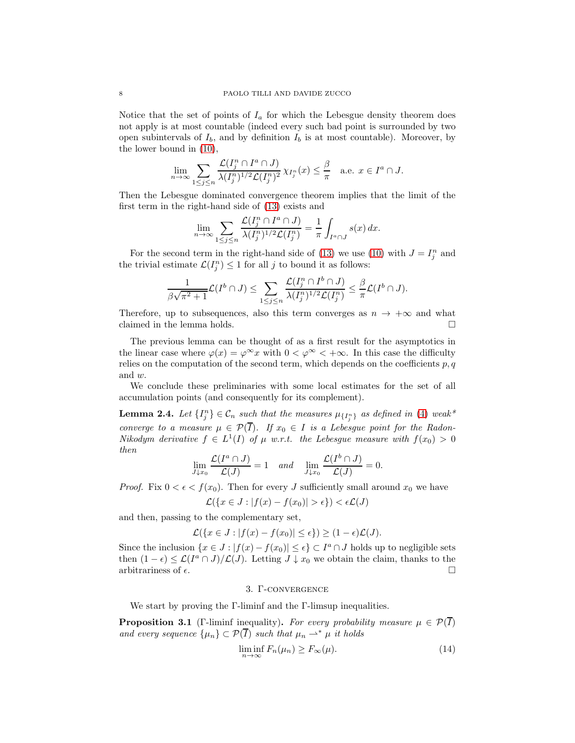Notice that the set of points of $I_a$ for which the Lebesgue density theorem does not apply is at most countable (indeed every such bad point is surrounded by two open subintervals of $I_b$, and by definition $I_b$ is at most countable). Moreover, by the lower bound in (10),

$$\lim_{n\to\infty} \sum_{1\le j\le n} \frac{\mathcal{L}(I_j^n \cap I^a \cap J)}{\lambda(I_j^n)^{1/2}\mathcal{L}(I_j^n)^2}\, \chi_{I_j^n}(x) \le \frac{\beta}{\pi} \quad \text{a.e. } x \in I^a \cap J.$$

Then the Lebesgue dominated convergence theorem implies that the limit of the first term in the right-hand side of (13) exists and

$$\lim_{n\to\infty} \sum_{1\le j\le n} \frac{\mathcal{L}(I_j^n \cap I^a \cap J)}{\lambda(I_j^n)^{1/2}\mathcal{L}(I_j^n)} = \frac{1}{\pi}\int_{I^a\cap J} s(x)\,dx.$$

For the second term in the right-hand side of (13) we use (10) with $J = I_j^n$ and the trivial estimate $\mathcal{L}(I_j^n) \le 1$ for all $j$ to bound it as follows:

$$\frac{1}{\beta\sqrt{\pi^2+1}}\mathcal{L}(I^b \cap J) \le \sum_{1\le j\le n} \frac{\mathcal{L}(I_j^n \cap I^b \cap J)}{\lambda(I_j^n)^{1/2}\mathcal{L}(I_j^n)} \le \frac{\beta}{\pi}\mathcal{L}(I^b\cap J).$$

Therefore, up to subsequences, also this term converges as $n \to +\infty$ and what claimed in the lemma holds. $\square$

The previous lemma can be thought of as a first result for the asymptotics in the linear case where $\varphi(x) = \varphi^\infty x$ with $0 < \varphi^\infty < +\infty$. In this case the difficulty relies on the computation of the second term, which depends on the coefficients $p, q$ and $w$.

We conclude these preliminaries with some local estimates for the set of all accumulation points (and consequently for its complement).

**Lemma 2.4.** *Let $\{I_j^n\} \in \mathcal{C}_n$ such that the measures $\mu_{\{I_j^n\}}$ as defined in (4) weak\* converge to a measure $\mu \in \mathcal{P}(\overline{I})$. If $x_0 \in I$ is a Lebesgue point for the Radon-Nikodym derivative $f \in L^1(I)$ of $\mu$ w.r.t. the Lebesgue measure with $f(x_0) > 0$ then*

$$\lim_{J\downarrow x_0} \frac{\mathcal{L}(I^a \cap J)}{\mathcal{L}(J)} = 1 \quad \textit{and} \quad \lim_{J\downarrow x_0} \frac{\mathcal{L}(I^b \cap J)}{\mathcal{L}(J)} = 0.$$

*Proof.* Fix $0 < \epsilon < f(x_0)$. Then for every $J$ sufficiently small around $x_0$ we have

$$\mathcal{L}(\{x \in J : |f(x) - f(x_0)| > \epsilon\}) < \epsilon\mathcal{L}(J)$$

and then, passing to the complementary set,

$$\mathcal{L}(\{x \in J : |f(x) - f(x_0)| \le \epsilon\}) \ge (1-\epsilon)\mathcal{L}(J).$$

Since the inclusion $\{x \in J : |f(x) - f(x_0)| \le \epsilon\} \subset I^a \cap J$ holds up to negligible sets then $(1-\epsilon) \le \mathcal{L}(I^a \cap J)/\mathcal{L}(J)$. Letting $J \downarrow x_0$ we obtain the claim, thanks to the arbitrariness of $\epsilon$. $\square$

## 3. Γ-convergence

We start by proving the Γ-liminf and the Γ-limsup inequalities.

**Proposition 3.1** (Γ-liminf inequality)**.** *For every probability measure $\mu \in \mathcal{P}(\overline{I})$ and every sequence $\{\mu_n\} \subset \mathcal{P}(\overline{I})$ such that $\mu_n \rightharpoonup^* \mu$ it holds*

$$\liminf_{n\to\infty} F_n(\mu_n) \ge F_\infty(\mu). \tag{14}$$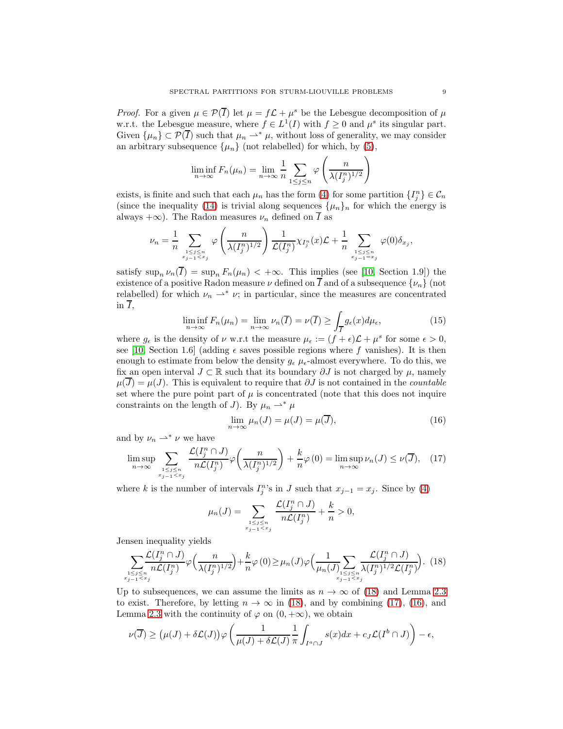*Proof.* For a given $\mu \in \mathcal{P}(\overline{I})$ let $\mu = f\mathcal{L} + \mu^s$ be the Lebesgue decomposition of $\mu$ w.r.t. the Lebesgue measure, where $f \in L^1(I)$ with $f \geq 0$ and $\mu^s$ its singular part. Given $\{\mu_n\} \subset \mathcal{P}(\overline{I})$ such that $\mu_n \rightharpoonup^* \mu$, without loss of generality, we may consider an arbitrary subsequence $\{\mu_n\}$ (not relabelled) for which, by (5),

$$\liminf_{n\to\infty} F_n(\mu_n) = \lim_{n\to\infty} \frac{1}{n} \sum_{1\leq j\leq n} \varphi\left(\frac{n}{\lambda(I_j^n)^{1/2}}\right)$$

exists, is finite and such that each $\mu_n$ has the form (4) for some partition $\{I_j^n\} \in \mathcal{C}_n$ (since the inequality (14) is trivial along sequences $\{\mu_n\}_n$ for which the energy is always $+\infty$). The Radon measures $\nu_n$ defined on $\overline{I}$ as

$$\nu_n = \frac{1}{n} \sum_{\substack{1\leq j\leq n \\ x_{j-1}<x_j}} \varphi\left(\frac{n}{\lambda(I_j^n)^{1/2}}\right) \frac{1}{\mathcal{L}(I_j^n)} \chi_{I_j^n}(x)\mathcal{L} + \frac{1}{n} \sum_{\substack{1\leq j\leq n \\ x_{j-1}=x_j}} \varphi(0)\delta_{x_j},$$

satisfy $\sup_n \nu_n(\overline{I}) = \sup_n F_n(\mu_n) < +\infty$. This implies (see [10, Section 1.9]) the existence of a positive Radon measure $\nu$ defined on $\overline{I}$ and of a subsequence $\{\nu_n\}$ (not relabelled) for which $\nu_n \rightharpoonup^* \nu$; in particular, since the measures are concentrated in $\overline{I}$,

$$\liminf_{n\to\infty} F_n(\mu_n) = \lim_{n\to\infty} \nu_n(\overline{I}) = \nu(\overline{I}) \geq \int_{\overline{I}} g_\epsilon(x)d\mu_\epsilon, \tag{15}$$

where $g_\epsilon$ is the density of $\nu$ w.r.t the measure $\mu_\epsilon := (f+\epsilon)\mathcal{L} + \mu^s$ for some $\epsilon > 0$, see [10, Section 1.6] (adding $\epsilon$ saves possible regions where $f$ vanishes). It is then enough to estimate from below the density $g_\epsilon$ $\mu_\epsilon$-almost everywhere. To do this, we fix an open interval $J \subset \mathbb{R}$ such that its boundary $\partial J$ is not charged by $\mu$, namely $\mu(\overline{J}) = \mu(J)$. This is equivalent to require that $\partial J$ is not contained in the *countable* set where the pure point part of $\mu$ is concentrated (note that this does not inquire constraints on the length of $J$). By $\mu_n \rightharpoonup^* \mu$

$$\lim_{n\to\infty} \mu_n(J) = \mu(J) = \mu(\overline{J}), \tag{16}$$

and by $\nu_n \rightharpoonup^* \nu$ we have

$$\limsup_{n\to\infty} \sum_{\substack{1\leq j\leq n \\ x_{j-1}<x_j}} \frac{\mathcal{L}(I_j^n \cap J)}{n\mathcal{L}(I_j^n)} \varphi\Big(\frac{n}{\lambda(I_j^n)^{1/2}}\Big) + \frac{k}{n}\varphi(0) = \limsup_{n\to\infty} \nu_n(J) \leq \nu(\overline{J}), \tag{17}$$

where $k$ is the number of intervals $I_j^n$'s in $J$ such that $x_{j-1} = x_j$. Since by (4)

$$\mu_n(J) = \sum_{\substack{1\leq j\leq n \\ x_{j-1}<x_j}} \frac{\mathcal{L}(I_j^n \cap J)}{n\mathcal{L}(I_j^n)} + \frac{k}{n} > 0,$$

Jensen inequality yields

$$\sum_{\substack{1\leq j\leq n \\ x_{j-1}<x_j}} \frac{\mathcal{L}(I_j^n \cap J)}{n\mathcal{L}(I_j^n)} \varphi\Big(\frac{n}{\lambda(I_j^n)^{1/2}}\Big) + \frac{k}{n}\varphi(0) \geq \mu_n(J)\varphi\Big(\frac{1}{\mu_n(J)} \sum_{\substack{1\leq j\leq n \\ x_{j-1}<x_j}} \frac{\mathcal{L}(I_j^n \cap J)}{\lambda(I_j^n)^{1/2}\mathcal{L}(I_j^n)}\Big). \tag{18}$$

Up to subsequences, we can assume the limits as $n \to \infty$ of (18) and Lemma 2.3 to exist. Therefore, by letting $n \to \infty$ in (18), and by combining (17), (16), and Lemma 2.3 with the continuity of $\varphi$ on $(0, +\infty)$, we obtain

$$\nu(\overline{J}) \geq \big(\mu(J) + \delta\mathcal{L}(J)\big)\varphi\left(\frac{1}{\mu(J) + \delta\mathcal{L}(J)} \frac{1}{\pi} \int_{I^a \cap J} s(x)dx + c_J \mathcal{L}(I^b \cap J)\right) - \epsilon,$$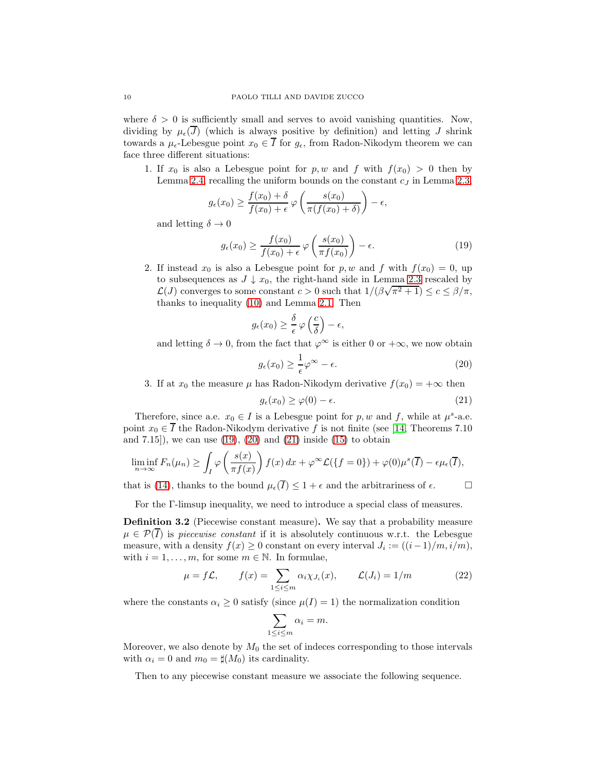where $\delta > 0$ is sufficiently small and serves to avoid vanishing quantities. Now, dividing by $\mu_\epsilon(\overline{J})$ (which is always positive by definition) and letting $J$ shrink towards a $\mu_\epsilon$-Lebesgue point $x_0 \in \overline{I}$ for $g_\epsilon$, from Radon-Nikodym theorem we can face three different situations:

1. If $x_0$ is also a Lebesgue point for $p, w$ and $f$ with $f(x_0) > 0$ then by Lemma 2.4, recalling the uniform bounds on the constant $c_J$ in Lemma 2.3,

$$g_\epsilon(x_0) \geq \frac{f(x_0)+\delta}{f(x_0)+\epsilon}\,\varphi\left(\frac{s(x_0)}{\pi(f(x_0)+\delta)}\right) - \epsilon,$$

and letting $\delta \to 0$

$$g_\epsilon(x_0) \geq \frac{f(x_0)}{f(x_0)+\epsilon}\,\varphi\left(\frac{s(x_0)}{\pi f(x_0)}\right) - \epsilon. \tag{19}$$

2. If instead $x_0$ is also a Lebesgue point for $p, w$ and $f$ with $f(x_0) = 0$, up to subsequences as $J \downarrow x_0$, the right-hand side in Lemma 2.3 rescaled by $\mathcal{L}(J)$ converges to some constant $c > 0$ such that $1/(\beta\sqrt{\pi^2+1}) \leq c \leq \beta/\pi$, thanks to inequality (10) and Lemma 2.1. Then

$$g_\epsilon(x_0) \geq \frac{\delta}{\epsilon}\,\varphi\left(\frac{c}{\delta}\right) - \epsilon,$$

and letting $\delta \to 0$, from the fact that $\varphi^\infty$ is either 0 or $+\infty$, we now obtain

$$g_\epsilon(x_0) \geq \frac{1}{\epsilon}\varphi^\infty - \epsilon. \tag{20}$$

3. If at $x_0$ the measure $\mu$ has Radon-Nikodym derivative $f(x_0) = +\infty$ then

$$g_\epsilon(x_0) \geq \varphi(0) - \epsilon. \tag{21}$$

Therefore, since a.e. $x_0 \in I$ is a Lebesgue point for $p, w$ and $f$, while at $\mu^s$-a.e. point $x_0 \in \overline{I}$ the Radon-Nikodym derivative $f$ is not finite (see [14, Theorems 7.10 and 7.15]), we can use (19), (20) and (21) inside (15) to obtain

$$\liminf_{n\to\infty} F_n(\mu_n) \geq \int_I \varphi\left(\frac{s(x)}{\pi f(x)}\right) f(x)\,dx + \varphi^\infty \mathcal{L}(\{f=0\}) + \varphi(0)\mu^s(\overline{I}) - \epsilon\mu_\epsilon(\overline{I}),$$

that is (14), thanks to the bound $\mu_\epsilon(\overline{I}) \leq 1+\epsilon$ and the arbitrariness of $\epsilon$. $\square$

For the $\Gamma$-limsup inequality, we need to introduce a special class of measures.

**Definition 3.2** (Piecewise constant measure)**.** We say that a probability measure $\mu \in \mathcal{P}(\overline{I})$ is *piecewise constant* if it is absolutely continuous w.r.t. the Lebesgue measure, with a density $f(x) \geq 0$ constant on every interval $J_i := ((i-1)/m, i/m)$, with $i = 1, \ldots, m$, for some $m \in \mathbb{N}$. In formulae,

$$\mu = f\mathcal{L}, \qquad f(x) = \sum_{1\leq i\leq m} \alpha_i \chi_{J_i}(x), \qquad \mathcal{L}(J_i) = 1/m \tag{22}$$

where the constants $\alpha_i \geq 0$ satisfy (since $\mu(I) = 1$) the normalization condition

$$\sum_{1\leq i\leq m} \alpha_i = m.$$

Moreover, we also denote by $M_0$ the set of indeces corresponding to those intervals with $\alpha_i = 0$ and $m_0 = \sharp(M_0)$ its cardinality.

Then to any piecewise constant measure we associate the following sequence.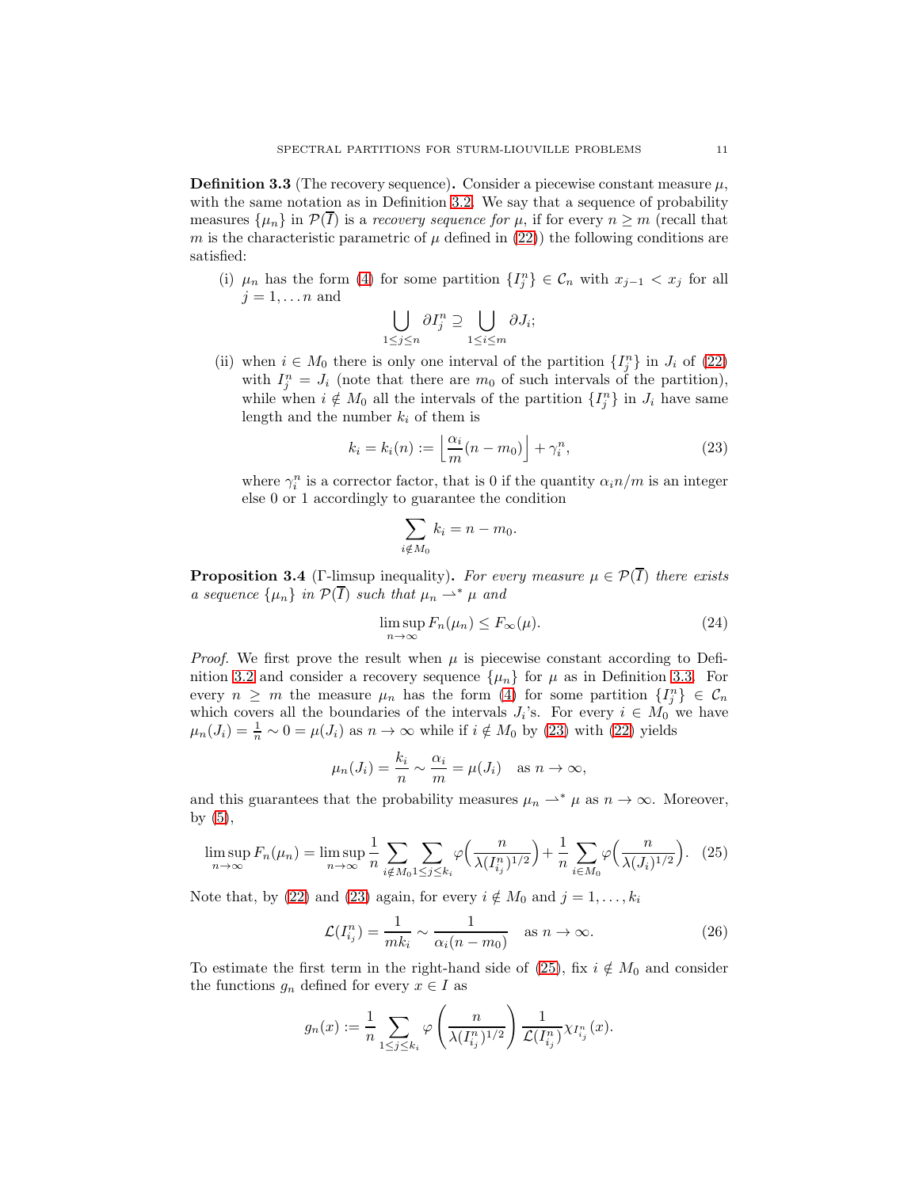**Definition 3.3** (The recovery sequence)**.** Consider a piecewise constant measure $\mu$, with the same notation as in Definition 3.2. We say that a sequence of probability measures $\{\mu_n\}$ in $\mathcal{P}(\overline{I})$ is a *recovery sequence for* $\mu$, if for every $n \geq m$ (recall that $m$ is the characteristic parametric of $\mu$ defined in (22)) the following conditions are satisfied:

(i) $\mu_n$ has the form (4) for some partition $\{I_j^n\} \in \mathcal{C}_n$ with $x_{j-1} < x_j$ for all $j = 1, \dots n$ and

$$\bigcup_{1 \leq j \leq n} \partial I_j^n \supseteq \bigcup_{1 \leq i \leq m} \partial J_i;$$

(ii) when $i \in M_0$ there is only one interval of the partition $\{I_j^n\}$ in $J_i$ of (22) with $I_j^n = J_i$ (note that there are $m_0$ of such intervals of the partition), while when $i \notin M_0$ all the intervals of the partition $\{I_j^n\}$ in $J_i$ have same length and the number $k_i$ of them is

$$k_i = k_i(n) := \left\lfloor \frac{\alpha_i}{m}(n - m_0) \right\rfloor + \gamma_i^n, \tag{23}$$

where $\gamma_i^n$ is a corrector factor, that is 0 if the quantity $\alpha_i n/m$ is an integer else 0 or 1 accordingly to guarantee the condition

$$\sum_{i \notin M_0} k_i = n - m_0.$$

**Proposition 3.4** ($\Gamma$-limsup inequality)**.** *For every measure $\mu \in \mathcal{P}(\overline{I})$ there exists a sequence $\{\mu_n\}$ in $\mathcal{P}(\overline{I})$ such that $\mu_n \rightharpoonup^* \mu$ and*

$$\limsup_{n\to\infty} F_n(\mu_n) \leq F_\infty(\mu). \tag{24}$$

*Proof.* We first prove the result when $\mu$ is piecewise constant according to Definition 3.2 and consider a recovery sequence $\{\mu_n\}$ for $\mu$ as in Definition 3.3. For every $n \geq m$ the measure $\mu_n$ has the form (4) for some partition $\{I_j^n\} \in \mathcal{C}_n$ which covers all the boundaries of the intervals $J_i$'s. For every $i \in M_0$ we have $\mu_n(J_i) = \frac{1}{n} \sim 0 = \mu(J_i)$ as $n \to \infty$ while if $i \notin M_0$ by (23) with (22) yields

$$\mu_n(J_i) = \frac{k_i}{n} \sim \frac{\alpha_i}{m} = \mu(J_i) \quad \text{as } n \to \infty,$$

and this guarantees that the probability measures $\mu_n \rightharpoonup^* \mu$ as $n \to \infty$. Moreover, by (5),

$$\limsup_{n\to\infty} F_n(\mu_n) = \limsup_{n\to\infty} \frac{1}{n} \sum_{i\notin M_0} \sum_{1\leq j\leq k_i} \varphi\Big(\frac{n}{\lambda(I_{i_j}^n)^{1/2}}\Big) + \frac{1}{n} \sum_{i\in M_0} \varphi\Big(\frac{n}{\lambda(J_i)^{1/2}}\Big). \tag{25}$$

Note that, by (22) and (23) again, for every $i \notin M_0$ and $j = 1, \dots, k_i$

$$\mathcal{L}(I_{i_j}^n) = \frac{1}{mk_i} \sim \frac{1}{\alpha_i(n - m_0)} \quad \text{as } n \to \infty. \tag{26}$$

To estimate the first term in the right-hand side of (25), fix $i \notin M_0$ and consider the functions $g_n$ defined for every $x \in I$ as

$$g_n(x) := \frac{1}{n} \sum_{1\leq j\leq k_i} \varphi\left(\frac{n}{\lambda(I_{i_j}^n)^{1/2}}\right) \frac{1}{\mathcal{L}(I_{i_j}^n)} \chi_{I_{i_j}^n}(x).$$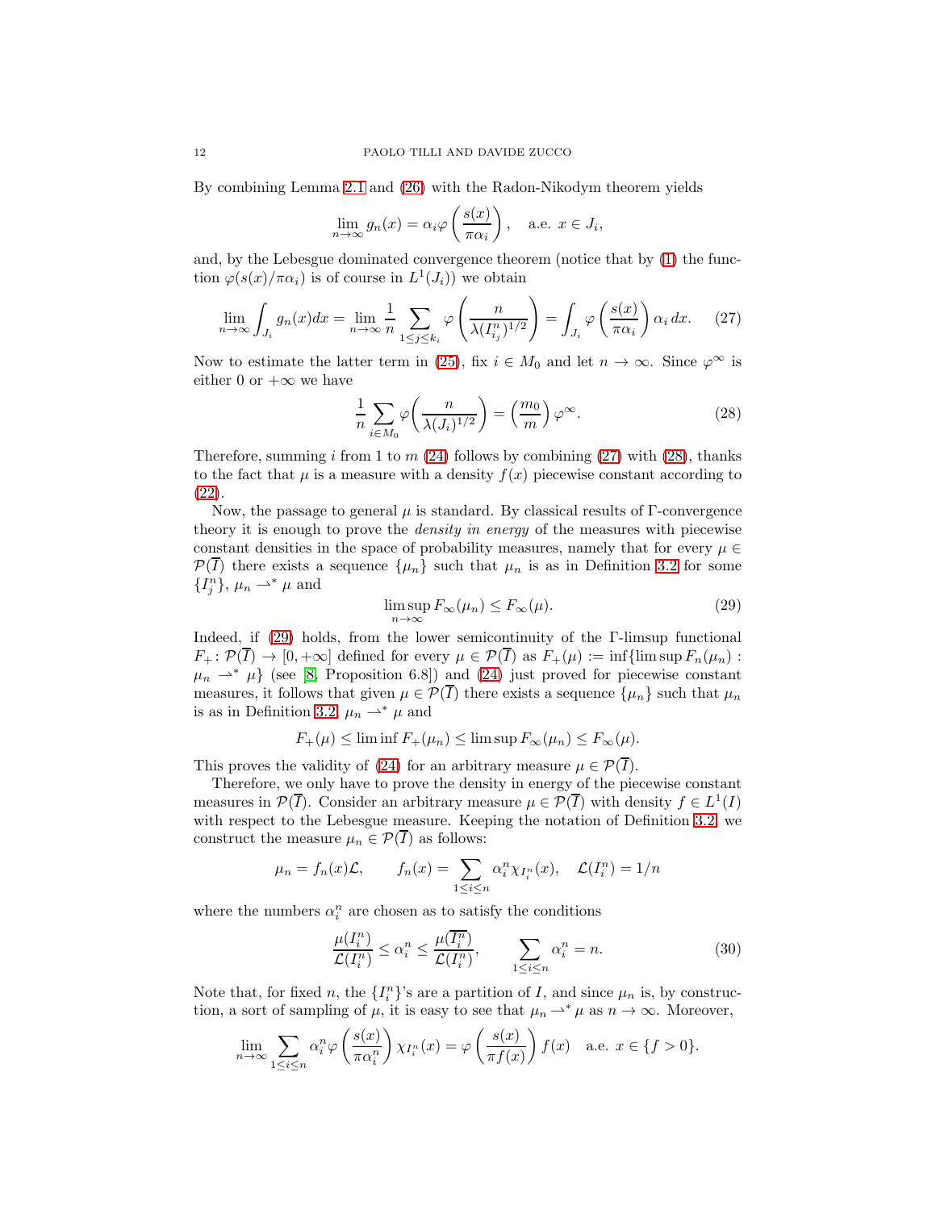By combining Lemma 2.1 and (26) with the Radon-Nikodym theorem yields

$$\lim_{n\to\infty} g_n(x) = \alpha_i \varphi\left(\frac{s(x)}{\pi\alpha_i}\right), \quad \text{a.e. } x \in J_i,$$

and, by the Lebesgue dominated convergence theorem (notice that by (1) the function $\varphi(s(x)/\pi\alpha_i)$ is of course in $L^1(J_i)$) we obtain

$$\lim_{n\to\infty}\int_{J_i} g_n(x)dx = \lim_{n\to\infty}\frac{1}{n}\sum_{1\le j\le k_i}\varphi\left(\frac{n}{\lambda(I^n_{i_j})^{1/2}}\right) = \int_{J_i}\varphi\left(\frac{s(x)}{\pi\alpha_i}\right)\alpha_i\,dx. \tag{27}$$

Now to estimate the latter term in (25), fix $i \in M_0$ and let $n \to \infty$. Since $\varphi^\infty$ is either 0 or $+\infty$ we have

$$\frac{1}{n}\sum_{i\in M_0}\varphi\left(\frac{n}{\lambda(J_i)^{1/2}}\right) = \left(\frac{m_0}{m}\right)\varphi^\infty. \tag{28}$$

Therefore, summing $i$ from 1 to $m$ (24) follows by combining (27) with (28), thanks to the fact that $\mu$ is a measure with a density $f(x)$ piecewise constant according to (22).

Now, the passage to general $\mu$ is standard. By classical results of Γ-convergence theory it is enough to prove the *density in energy* of the measures with piecewise constant densities in the space of probability measures, namely that for every $\mu \in \mathcal{P}(\overline{I})$ there exists a sequence $\{\mu_n\}$ such that $\mu_n$ is as in Definition 3.2 for some $\{I^n_j\}$, $\mu_n \rightharpoonup^* \mu$ and

$$\limsup_{n\to\infty} F_\infty(\mu_n) \le F_\infty(\mu). \tag{29}$$

Indeed, if (29) holds, from the lower semicontinuity of the Γ-limsup functional $F_+ \colon \mathcal{P}(\overline{I}) \to [0,+\infty]$ defined for every $\mu \in \mathcal{P}(\overline{I})$ as $F_+(\mu) := \inf\{\limsup F_n(\mu_n) : \mu_n \rightharpoonup^* \mu\}$ (see [8, Proposition 6.8]) and (24) just proved for piecewise constant measures, it follows that given $\mu \in \mathcal{P}(\overline{I})$ there exists a sequence $\{\mu_n\}$ such that $\mu_n$ is as in Definition 3.2, $\mu_n \rightharpoonup^* \mu$ and

$$F_+(\mu) \le \liminf F_+(\mu_n) \le \limsup F_\infty(\mu_n) \le F_\infty(\mu).$$

This proves the validity of (24) for an arbitrary measure $\mu \in \mathcal{P}(\overline{I})$.

Therefore, we only have to prove the density in energy of the piecewise constant measures in $\mathcal{P}(\overline{I})$. Consider an arbitrary measure $\mu \in \mathcal{P}(\overline{I})$ with density $f \in L^1(I)$ with respect to the Lebesgue measure. Keeping the notation of Definition 3.2, we construct the measure $\mu_n \in \mathcal{P}(\overline{I})$ as follows:

$$\mu_n = f_n(x)\mathcal{L}, \qquad f_n(x) = \sum_{1\le i\le n}\alpha^n_i \chi_{I^n_i}(x), \quad \mathcal{L}(I^n_i) = 1/n$$

where the numbers $\alpha^n_i$ are chosen as to satisfy the conditions

$$\frac{\mu(I^n_i)}{\mathcal{L}(I^n_i)} \le \alpha^n_i \le \frac{\mu(\overline{I^n_i})}{\mathcal{L}(I^n_i)}, \qquad \sum_{1\le i\le n}\alpha^n_i = n. \tag{30}$$

Note that, for fixed $n$, the $\{I^n_i\}$'s are a partition of $I$, and since $\mu_n$ is, by construction, a sort of sampling of $\mu$, it is easy to see that $\mu_n \rightharpoonup^* \mu$ as $n \to \infty$. Moreover,

$$\lim_{n\to\infty}\sum_{1\le i\le n}\alpha^n_i\varphi\left(\frac{s(x)}{\pi\alpha^n_i}\right)\chi_{I^n_i}(x) = \varphi\left(\frac{s(x)}{\pi f(x)}\right)f(x) \quad \text{a.e. } x \in \{f > 0\}.$$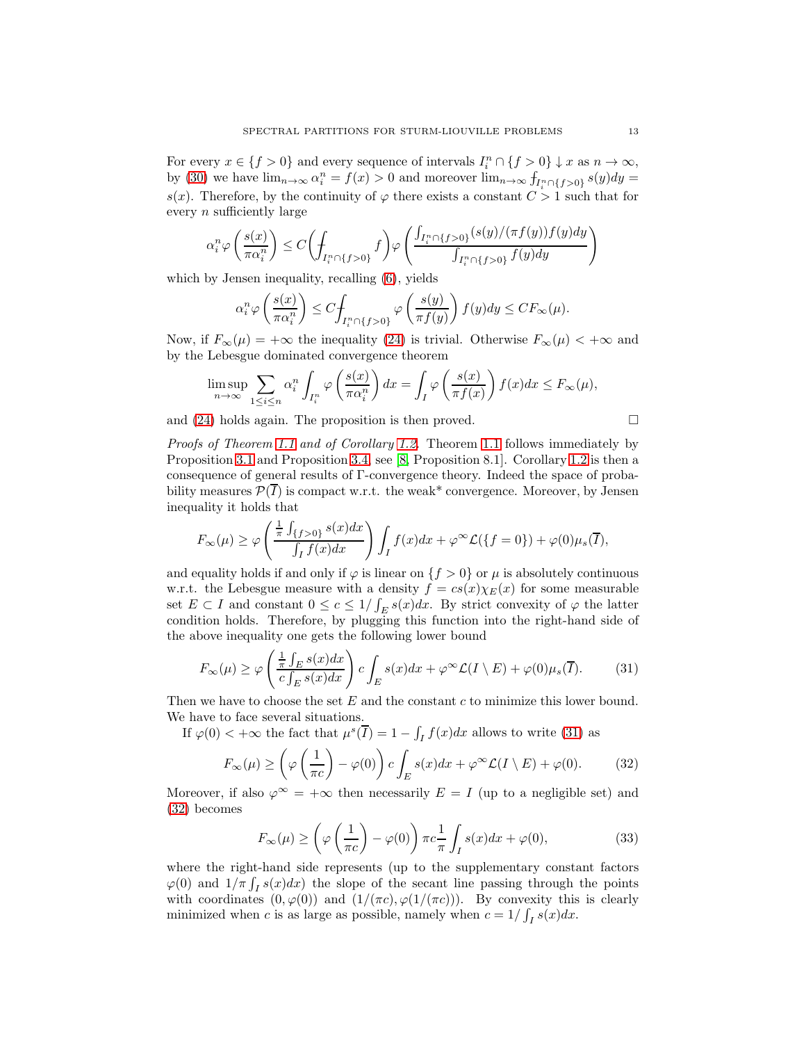For every $x \in \{f > 0\}$ and every sequence of intervals $I_i^n \cap \{f > 0\} \downarrow x$ as $n \to \infty$, by (30) we have $\lim_{n\to\infty} \alpha_i^n = f(x) > 0$ and moreover $\lim_{n\to\infty} ⨍_{I_i^n \cap \{f>0\}} s(y)dy = s(x)$. Therefore, by the continuity of $\varphi$ there exists a constant $C > 1$ such that for every $n$ sufficiently large

$$\alpha_i^n \varphi\left(\frac{s(x)}{\pi \alpha_i^n}\right) \le C\Big(⨍_{I_i^n \cap \{f>0\}} f\Big)\varphi\left(\frac{\int_{I_i^n \cap \{f>0\}} (s(y)/(\pi f(y))f(y)dy}{\int_{I_i^n \cap \{f>0\}} f(y)dy}\right)$$

which by Jensen inequality, recalling (6), yields

$$\alpha_i^n \varphi\left(\frac{s(x)}{\pi \alpha_i^n}\right) \le C ⨍_{I_i^n \cap \{f>0\}} \varphi\left(\frac{s(y)}{\pi f(y)}\right) f(y)dy \le C F_\infty(\mu).$$

Now, if $F_\infty(\mu) = +\infty$ the inequality (24) is trivial. Otherwise $F_\infty(\mu) < +\infty$ and by the Lebesgue dominated convergence theorem

$$\limsup_{n\to\infty} \sum_{1\le i\le n} \alpha_i^n \int_{I_i^n} \varphi\left(\frac{s(x)}{\pi \alpha_i^n}\right) dx = \int_I \varphi\left(\frac{s(x)}{\pi f(x)}\right) f(x)dx \le F_\infty(\mu),$$

and (24) holds again. The proposition is then proved. □

*Proofs of Theorem 1.1 and of Corollary 1.2.* Theorem 1.1 follows immediately by Proposition 3.1 and Proposition 3.4, see [8, Proposition 8.1]. Corollary 1.2 is then a consequence of general results of Γ-convergence theory. Indeed the space of probability measures $\mathcal{P}(\overline{I})$ is compact w.r.t. the weak* convergence. Moreover, by Jensen inequality it holds that

$$F_\infty(\mu) \ge \varphi\left(\frac{\frac{1}{\pi}\int_{\{f>0\}} s(x)dx}{\int_I f(x)dx}\right)\int_I f(x)dx + \varphi^\infty \mathcal{L}(\{f=0\}) + \varphi(0)\mu_s(\overline{I}),$$

and equality holds if and only if $\varphi$ is linear on $\{f > 0\}$ or $\mu$ is absolutely continuous w.r.t. the Lebesgue measure with a density $f = cs(x)\chi_E(x)$ for some measurable set $E \subset I$ and constant $0 \le c \le 1/\int_E s(x)dx$. By strict convexity of $\varphi$ the latter condition holds. Therefore, by plugging this function into the right-hand side of the above inequality one gets the following lower bound

$$F_\infty(\mu) \ge \varphi\left(\frac{\frac{1}{\pi}\int_E s(x)dx}{c\int_E s(x)dx}\right) c\int_E s(x)dx + \varphi^\infty \mathcal{L}(I\setminus E) + \varphi(0)\mu_s(\overline{I}). \tag{31}$$

Then we have to choose the set $E$ and the constant $c$ to minimize this lower bound. We have to face several situations.

If $\varphi(0) < +\infty$ the fact that $\mu^s(\overline{I}) = 1 - \int_I f(x)dx$ allows to write (31) as

$$F_\infty(\mu) \ge \left(\varphi\left(\frac{1}{\pi c}\right) - \varphi(0)\right) c\int_E s(x)dx + \varphi^\infty \mathcal{L}(I\setminus E) + \varphi(0). \tag{32}$$

Moreover, if also $\varphi^\infty = +\infty$ then necessarily $E = I$ (up to a negligible set) and (32) becomes

$$F_\infty(\mu) \ge \left(\varphi\left(\frac{1}{\pi c}\right) - \varphi(0)\right) \pi c \frac{1}{\pi}\int_I s(x)dx + \varphi(0), \tag{33}$$

where the right-hand side represents (up to the supplementary constant factors $\varphi(0)$ and $1/\pi\int_I s(x)dx$) the slope of the secant line passing through the points with coordinates $(0, \varphi(0))$ and $(1/(\pi c), \varphi(1/(\pi c)))$. By convexity this is clearly minimized when $c$ is as large as possible, namely when $c = 1/\int_I s(x)dx$.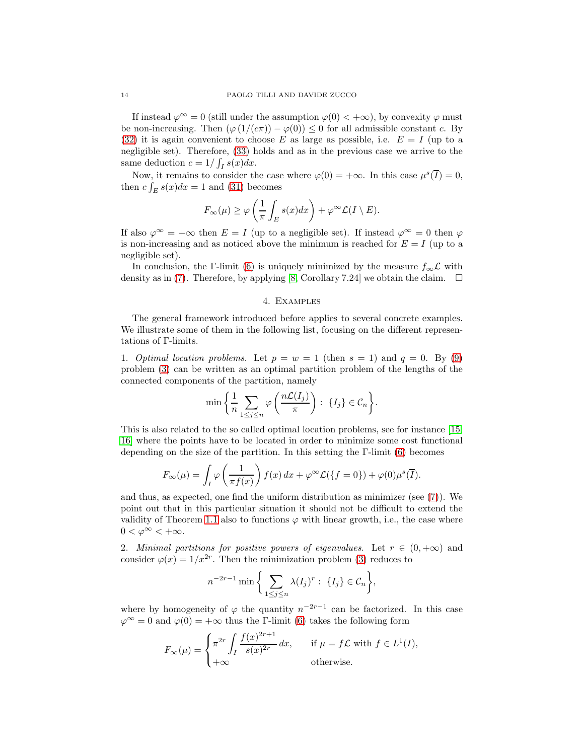If instead $\varphi^\infty = 0$ (still under the assumption $\varphi(0) < +\infty$), by convexity $\varphi$ must be non-increasing. Then $(\varphi(1/(c\pi)) - \varphi(0)) \leq 0$ for all admissible constant $c$. By (32) it is again convenient to choose $E$ as large as possible, i.e. $E = I$ (up to a negligible set). Therefore, (33) holds and as in the previous case we arrive to the same deduction $c = 1/\int_I s(x)dx$.

Now, it remains to consider the case where $\varphi(0) = +\infty$. In this case $\mu^s(\overline{I}) = 0$, then $c\int_E s(x)dx = 1$ and (31) becomes

$$F_\infty(\mu) \geq \varphi\left(\frac{1}{\pi}\int_E s(x)dx\right) + \varphi^\infty \mathcal{L}(I \setminus E).$$

If also $\varphi^\infty = +\infty$ then $E = I$ (up to a negligible set). If instead $\varphi^\infty = 0$ then $\varphi$ is non-increasing and as noticed above the minimum is reached for $E = I$ (up to a negligible set).

In conclusion, the $\Gamma$-limit (6) is uniquely minimized by the measure $f_\infty \mathcal{L}$ with density as in (7). Therefore, by applying [8, Corollary 7.24] we obtain the claim. $\square$

## 4. Examples

The general framework introduced before applies to several concrete examples. We illustrate some of them in the following list, focusing on the different representations of $\Gamma$-limits.

1. *Optimal location problems.* Let $p = w = 1$ (then $s = 1$) and $q = 0$. By (9) problem (3) can be written as an optimal partition problem of the lengths of the connected components of the partition, namely

$$\min\left\{\frac{1}{n}\sum_{1\leq j\leq n}\varphi\left(\frac{n\mathcal{L}(I_j)}{\pi}\right) : \{I_j\} \in \mathcal{C}_n\right\}.$$

This is also related to the so called optimal location problems, see for instance [15, 16] where the points have to be located in order to minimize some cost functional depending on the size of the partition. In this setting the $\Gamma$-limit (6) becomes

$$F_\infty(\mu) = \int_I \varphi\left(\frac{1}{\pi f(x)}\right) f(x)\,dx + \varphi^\infty \mathcal{L}(\{f = 0\}) + \varphi(0)\mu^s(\overline{I}).$$

and thus, as expected, one find the uniform distribution as minimizer (see (7)). We point out that in this particular situation it should not be difficult to extend the validity of Theorem 1.1 also to functions $\varphi$ with linear growth, i.e., the case where $0 < \varphi^\infty < +\infty$.

2. *Minimal partitions for positive powers of eigenvalues.* Let $r \in (0, +\infty)$ and consider $\varphi(x) = 1/x^{2r}$. Then the minimization problem (3) reduces to

$$n^{-2r-1}\min\left\{\sum_{1\leq j\leq n}\lambda(I_j)^r : \{I_j\} \in \mathcal{C}_n\right\},$$

where by homogeneity of $\varphi$ the quantity $n^{-2r-1}$ can be factorized. In this case $\varphi^\infty = 0$ and $\varphi(0) = +\infty$ thus the $\Gamma$-limit (6) takes the following form

$$F_\infty(\mu) = \begin{cases} \pi^{2r}\displaystyle\int_I \frac{f(x)^{2r+1}}{s(x)^{2r}}\,dx, & \text{if } \mu = f\mathcal{L} \text{ with } f \in L^1(I), \\ +\infty & \text{otherwise.} \end{cases}$$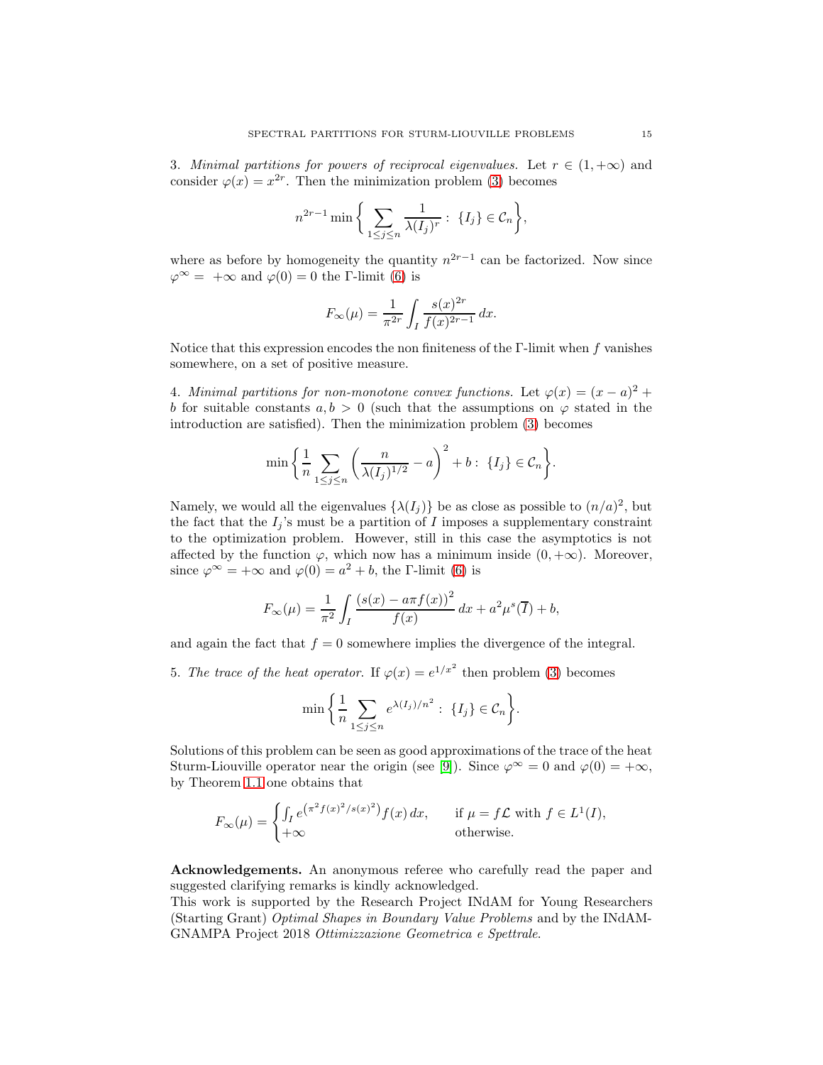3. *Minimal partitions for powers of reciprocal eigenvalues.* Let $r \in (1, +\infty)$ and consider $\varphi(x) = x^{2r}$. Then the minimization problem (3) becomes

$$n^{2r-1} \min \bigg\{ \sum_{1 \le j \le n} \frac{1}{\lambda(I_j)^r} : \; \{I_j\} \in \mathcal{C}_n \bigg\},$$

where as before by homogeneity the quantity $n^{2r-1}$ can be factorized. Now since $\varphi^\infty = +\infty$ and $\varphi(0) = 0$ the $\Gamma$-limit (6) is

$$F_\infty(\mu) = \frac{1}{\pi^{2r}} \int_I \frac{s(x)^{2r}}{f(x)^{2r-1}} \, dx.$$

Notice that this expression encodes the non finiteness of the $\Gamma$-limit when $f$ vanishes somewhere, on a set of positive measure.

4. *Minimal partitions for non-monotone convex functions.* Let $\varphi(x) = (x - a)^2 + b$ for suitable constants $a, b > 0$ (such that the assumptions on $\varphi$ stated in the introduction are satisfied). Then the minimization problem (3) becomes

$$\min \bigg\{ \frac{1}{n} \sum_{1 \le j \le n} \bigg( \frac{n}{\lambda(I_j)^{1/2}} - a \bigg)^2 + b : \; \{I_j\} \in \mathcal{C}_n \bigg\}.$$

Namely, we would all the eigenvalues $\{\lambda(I_j)\}$ be as close as possible to $(n/a)^2$, but the fact that the $I_j$'s must be a partition of $I$ imposes a supplementary constraint to the optimization problem. However, still in this case the asymptotics is not affected by the function $\varphi$, which now has a minimum inside $(0, +\infty)$. Moreover, since $\varphi^\infty = +\infty$ and $\varphi(0) = a^2 + b$, the $\Gamma$-limit (6) is

$$F_\infty(\mu) = \frac{1}{\pi^2} \int_I \frac{\big(s(x) - a\pi f(x)\big)^2}{f(x)} \, dx + a^2 \mu^s(\overline{I}) + b,$$

and again the fact that $f = 0$ somewhere implies the divergence of the integral.

5. *The trace of the heat operator.* If $\varphi(x) = e^{1/x^2}$ then problem (3) becomes

$$\min \bigg\{ \frac{1}{n} \sum_{1 \le j \le n} e^{\lambda(I_j)/n^2} : \; \{I_j\} \in \mathcal{C}_n \bigg\}.$$

Solutions of this problem can be seen as good approximations of the trace of the heat Sturm-Liouville operator near the origin (see [9]). Since $\varphi^\infty = 0$ and $\varphi(0) = +\infty$, by Theorem 1.1 one obtains that

$$F_\infty(\mu) = \begin{cases} \int_I e^{\left(\pi^2 f(x)^2 / s(x)^2\right)} f(x) \, dx, & \text{if } \mu = f\mathcal{L} \text{ with } f \in L^1(I), \\ +\infty & \text{otherwise.} \end{cases}$$

**Acknowledgements.** An anonymous referee who carefully read the paper and suggested clarifying remarks is kindly acknowledged.
This work is supported by the Research Project INdAM for Young Researchers (Starting Grant) *Optimal Shapes in Boundary Value Problems* and by the INdAM-GNAMPA Project 2018 *Ottimizzazione Geometrica e Spettrale*.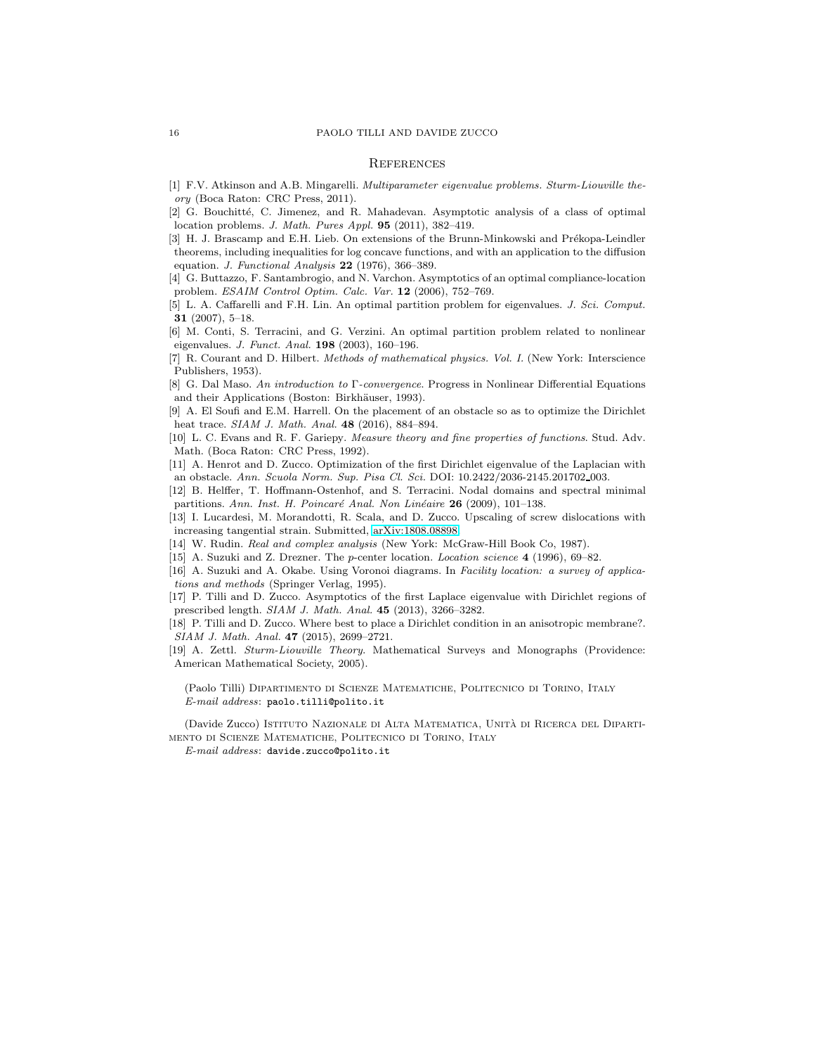## References

[1] F.V. Atkinson and A.B. Mingarelli. *Multiparameter eigenvalue problems. Sturm-Liouville theory* (Boca Raton: CRC Press, 2011).

[2] G. Bouchitté, C. Jimenez, and R. Mahadevan. Asymptotic analysis of a class of optimal location problems. *J. Math. Pures Appl.* **95** (2011), 382–419.

[3] H. J. Brascamp and E.H. Lieb. On extensions of the Brunn-Minkowski and Prékopa-Leindler theorems, including inequalities for log concave functions, and with an application to the diffusion equation. *J. Functional Analysis* **22** (1976), 366–389.

[4] G. Buttazzo, F. Santambrogio, and N. Varchon. Asymptotics of an optimal compliance-location problem. *ESAIM Control Optim. Calc. Var.* **12** (2006), 752–769.

[5] L. A. Caffarelli and F.H. Lin. An optimal partition problem for eigenvalues. *J. Sci. Comput.* **31** (2007), 5–18.

[6] M. Conti, S. Terracini, and G. Verzini. An optimal partition problem related to nonlinear eigenvalues. *J. Funct. Anal.* **198** (2003), 160–196.

[7] R. Courant and D. Hilbert. *Methods of mathematical physics. Vol. I.* (New York: Interscience Publishers, 1953).

[8] G. Dal Maso. *An introduction to* $\Gamma$*-convergence*. Progress in Nonlinear Differential Equations and their Applications (Boston: Birkhäuser, 1993).

[9] A. El Soufi and E.M. Harrell. On the placement of an obstacle so as to optimize the Dirichlet heat trace. *SIAM J. Math. Anal.* **48** (2016), 884–894.

[10] L. C. Evans and R. F. Gariepy. *Measure theory and fine properties of functions*. Stud. Adv. Math. (Boca Raton: CRC Press, 1992).

[11] A. Henrot and D. Zucco. Optimization of the first Dirichlet eigenvalue of the Laplacian with an obstacle. *Ann. Scuola Norm. Sup. Pisa Cl. Sci.* DOI: 10.2422/2036-2145.201702_003.

[12] B. Helffer, T. Hoffmann-Ostenhof, and S. Terracini. Nodal domains and spectral minimal partitions. *Ann. Inst. H. Poincaré Anal. Non Linéaire* **26** (2009), 101–138.

[13] I. Lucardesi, M. Morandotti, R. Scala, and D. Zucco. Upscaling of screw dislocations with increasing tangential strain. Submitted, arXiv:1808.08898.

[14] W. Rudin. *Real and complex analysis* (New York: McGraw-Hill Book Co, 1987).

[15] A. Suzuki and Z. Drezner. The $p$-center location. *Location science* **4** (1996), 69–82.

[16] A. Suzuki and A. Okabe. Using Voronoi diagrams. In *Facility location: a survey of applications and methods* (Springer Verlag, 1995).

[17] P. Tilli and D. Zucco. Asymptotics of the first Laplace eigenvalue with Dirichlet regions of prescribed length. *SIAM J. Math. Anal.* **45** (2013), 3266–3282.

[18] P. Tilli and D. Zucco. Where best to place a Dirichlet condition in an anisotropic membrane?. *SIAM J. Math. Anal.* **47** (2015), 2699–2721.

[19] A. Zettl. *Sturm-Liouville Theory.* Mathematical Surveys and Monographs (Providence: American Mathematical Society, 2005).

(Paolo Tilli) Dipartimento di Scienze Matematiche, Politecnico di Torino, Italy
*E-mail address*: paolo.tilli@polito.it

(Davide Zucco) Istituto Nazionale di Alta Matematica, Unità di Ricerca del Dipartimento di Scienze Matematiche, Politecnico di Torino, Italy
*E-mail address*: davide.zucco@polito.it